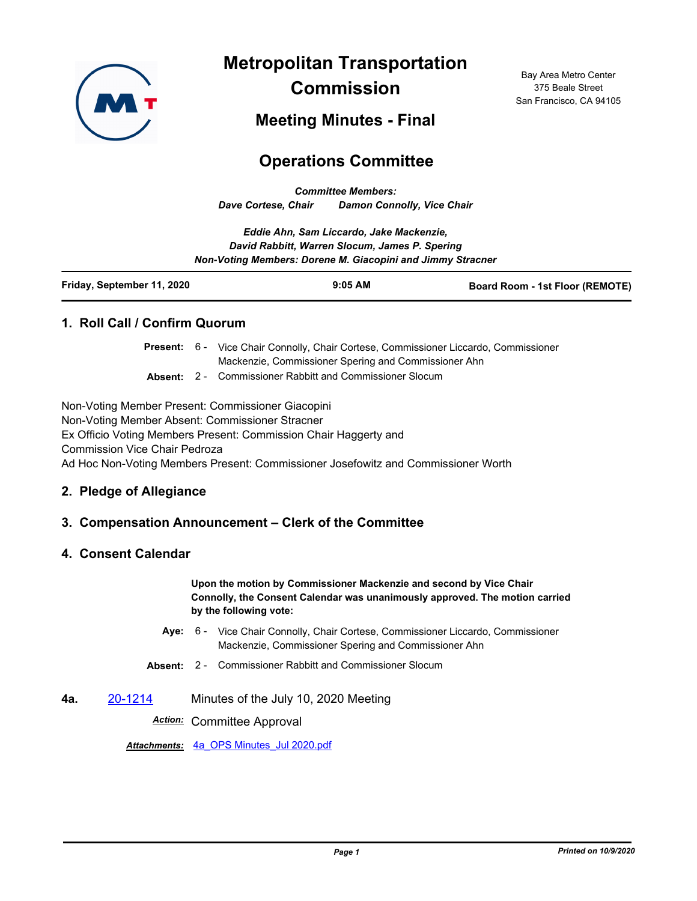# Metropolitan Transportation Commission

Bay Area Metro Center
375 Beale Street
San Francisco, CA 94105

## Meeting Minutes - Final

## Operations Committee

***Committee Members:***
***Dave Cortese, Chair    Damon Connolly, Vice Chair***

***Eddie Ahn, Sam Liccardo, Jake Mackenzie,***
***David Rabbitt, Warren Slocum, James P. Spering***
***Non-Voting Members: Dorene M. Giacopini and Jimmy Stracner***

| **Friday, September 11, 2020** | **9:05 AM** | **Board Room - 1st Floor (REMOTE)** |
|---|---|---|

### 1. Roll Call / Confirm Quorum

**Present:** 6 - Vice Chair Connolly, Chair Cortese, Commissioner Liccardo, Commissioner Mackenzie, Commissioner Spering and Commissioner Ahn

**Absent:** 2 - Commissioner Rabbitt and Commissioner Slocum

Non-Voting Member Present: Commissioner Giacopini
Non-Voting Member Absent: Commissioner Stracner
Ex Officio Voting Members Present: Commission Chair Haggerty and Commission Vice Chair Pedroza
Ad Hoc Non-Voting Members Present: Commissioner Josefowitz and Commissioner Worth

### 2. Pledge of Allegiance

### 3. Compensation Announcement – Clerk of the Committee

### 4. Consent Calendar

**Upon the motion by Commissioner Mackenzie and second by Vice Chair Connolly, the Consent Calendar was unanimously approved. The motion carried by the following vote:**

**Aye:** 6 - Vice Chair Connolly, Chair Cortese, Commissioner Liccardo, Commissioner Mackenzie, Commissioner Spering and Commissioner Ahn

**Absent:** 2 - Commissioner Rabbitt and Commissioner Slocum

**4a.** 20-1214 Minutes of the July 10, 2020 Meeting

***Action:*** Committee Approval

***Attachments:*** 4a_OPS Minutes_Jul 2020.pdf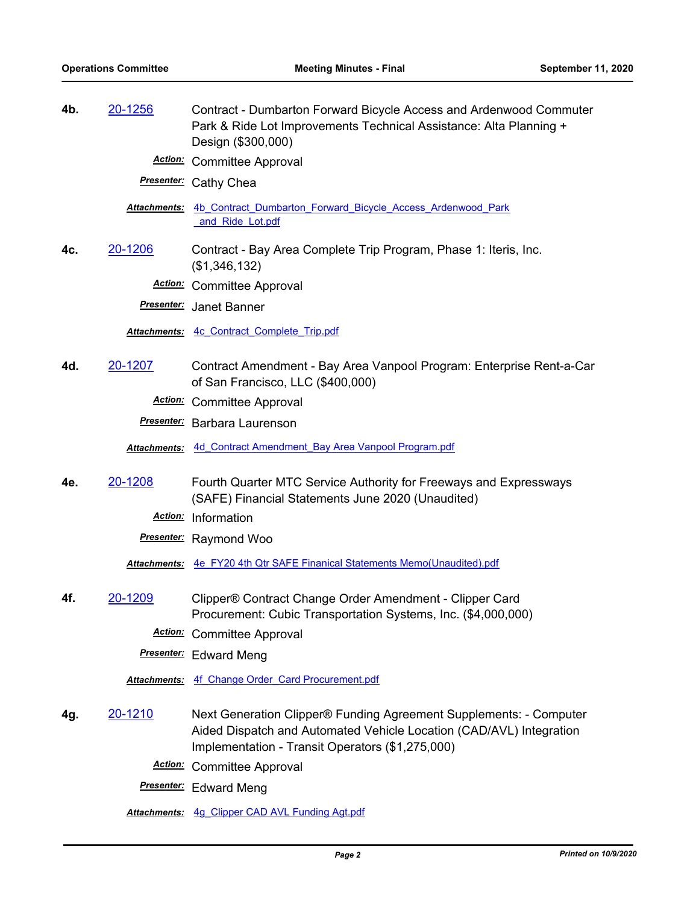**4b.** [20-1256](#) Contract - Dumbarton Forward Bicycle Access and Ardenwood Commuter Park & Ride Lot Improvements Technical Assistance: Alta Planning + Design ($300,000)

***Action:*** Committee Approval

***Presenter:*** Cathy Chea

***Attachments:*** [4b_Contract_Dumbarton_Forward_Bicycle_Access_Ardenwood_Park_and_Ride_Lot.pdf](#)

**4c.** [20-1206](#) Contract - Bay Area Complete Trip Program, Phase 1: Iteris, Inc. ($1,346,132)

***Action:*** Committee Approval

***Presenter:*** Janet Banner

***Attachments:*** [4c_Contract_Complete_Trip.pdf](#)

**4d.** [20-1207](#) Contract Amendment - Bay Area Vanpool Program: Enterprise Rent-a-Car of San Francisco, LLC ($400,000)

***Action:*** Committee Approval

***Presenter:*** Barbara Laurenson

***Attachments:*** [4d_Contract Amendment_Bay Area Vanpool Program.pdf](#)

**4e.** [20-1208](#) Fourth Quarter MTC Service Authority for Freeways and Expressways (SAFE) Financial Statements June 2020 (Unaudited)

***Action:*** Information

***Presenter:*** Raymond Woo

***Attachments:*** [4e_FY20 4th Qtr SAFE Finanical Statements Memo(Unaudited).pdf](#)

**4f.** [20-1209](#) Clipper® Contract Change Order Amendment - Clipper Card Procurement: Cubic Transportation Systems, Inc. ($4,000,000)

***Action:*** Committee Approval

***Presenter:*** Edward Meng

***Attachments:*** [4f_Change Order_Card Procurement.pdf](#)

**4g.** [20-1210](#) Next Generation Clipper® Funding Agreement Supplements: - Computer Aided Dispatch and Automated Vehicle Location (CAD/AVL) Integration Implementation - Transit Operators ($1,275,000)

***Action:*** Committee Approval

***Presenter:*** Edward Meng

***Attachments:*** [4g_Clipper CAD AVL Funding Agt.pdf](#)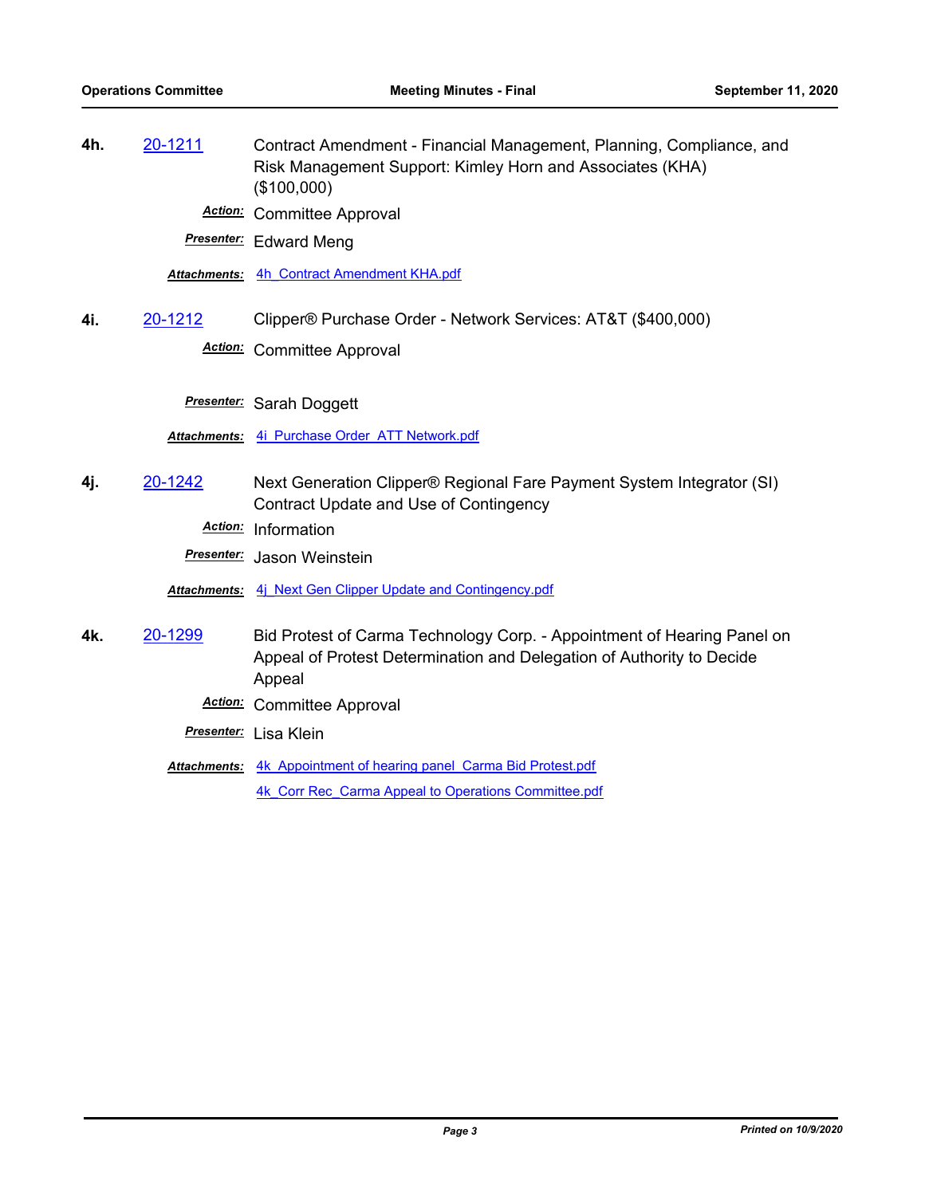**4h.** 20-1211 Contract Amendment - Financial Management, Planning, Compliance, and Risk Management Support: Kimley Horn and Associates (KHA) ($100,000)

***Action:*** Committee Approval

***Presenter:*** Edward Meng

***Attachments:*** 4h_Contract Amendment KHA.pdf

**4i.** 20-1212 Clipper® Purchase Order - Network Services: AT&T ($400,000)

***Action:*** Committee Approval

***Presenter:*** Sarah Doggett

***Attachments:*** 4i_Purchase Order_ATT Network.pdf

**4j.** 20-1242 Next Generation Clipper® Regional Fare Payment System Integrator (SI) Contract Update and Use of Contingency

***Action:*** Information

***Presenter:*** Jason Weinstein

***Attachments:*** 4j_Next Gen Clipper Update and Contingency.pdf

**4k.** 20-1299 Bid Protest of Carma Technology Corp. - Appointment of Hearing Panel on Appeal of Protest Determination and Delegation of Authority to Decide Appeal

***Action:*** Committee Approval

***Presenter:*** Lisa Klein

***Attachments:*** 4k_Appointment of hearing panel_Carma Bid Protest.pdf

4k_Corr Rec_Carma Appeal to Operations Committee.pdf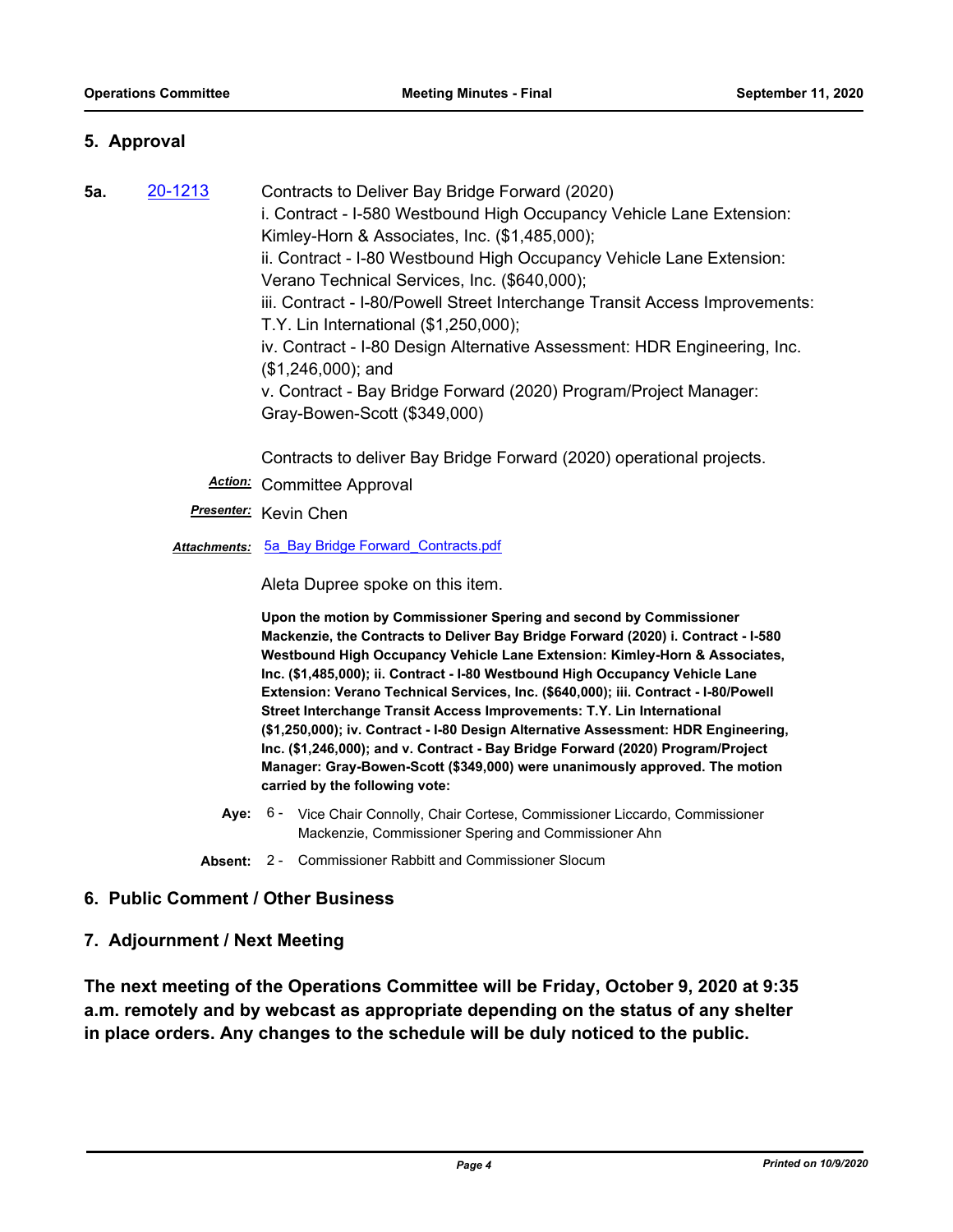## 5. Approval

**5a.** 20-1213 Contracts to Deliver Bay Bridge Forward (2020)
i. Contract - I-580 Westbound High Occupancy Vehicle Lane Extension: Kimley-Horn & Associates, Inc. ($1,485,000);
ii. Contract - I-80 Westbound High Occupancy Vehicle Lane Extension: Verano Technical Services, Inc. ($640,000);
iii. Contract - I-80/Powell Street Interchange Transit Access Improvements: T.Y. Lin International ($1,250,000);
iv. Contract - I-80 Design Alternative Assessment: HDR Engineering, Inc. ($1,246,000); and
v. Contract - Bay Bridge Forward (2020) Program/Project Manager: Gray-Bowen-Scott ($349,000)

Contracts to deliver Bay Bridge Forward (2020) operational projects.

***Action:*** Committee Approval

***Presenter:*** Kevin Chen

***Attachments:*** 5a_Bay Bridge Forward_Contracts.pdf

Aleta Dupree spoke on this item.

**Upon the motion by Commissioner Spering and second by Commissioner Mackenzie, the Contracts to Deliver Bay Bridge Forward (2020) i. Contract - I-580 Westbound High Occupancy Vehicle Lane Extension: Kimley-Horn & Associates, Inc. ($1,485,000); ii. Contract - I-80 Westbound High Occupancy Vehicle Lane Extension: Verano Technical Services, Inc. ($640,000); iii. Contract - I-80/Powell Street Interchange Transit Access Improvements: T.Y. Lin International ($1,250,000); iv. Contract - I-80 Design Alternative Assessment: HDR Engineering, Inc. ($1,246,000); and v. Contract - Bay Bridge Forward (2020) Program/Project Manager: Gray-Bowen-Scott ($349,000) were unanimously approved. The motion carried by the following vote:**

**Aye:** 6 - Vice Chair Connolly, Chair Cortese, Commissioner Liccardo, Commissioner Mackenzie, Commissioner Spering and Commissioner Ahn

**Absent:** 2 - Commissioner Rabbitt and Commissioner Slocum

## 6. Public Comment / Other Business

## 7. Adjournment / Next Meeting

**The next meeting of the Operations Committee will be Friday, October 9, 2020 at 9:35 a.m. remotely and by webcast as appropriate depending on the status of any shelter in place orders. Any changes to the schedule will be duly noticed to the public.**